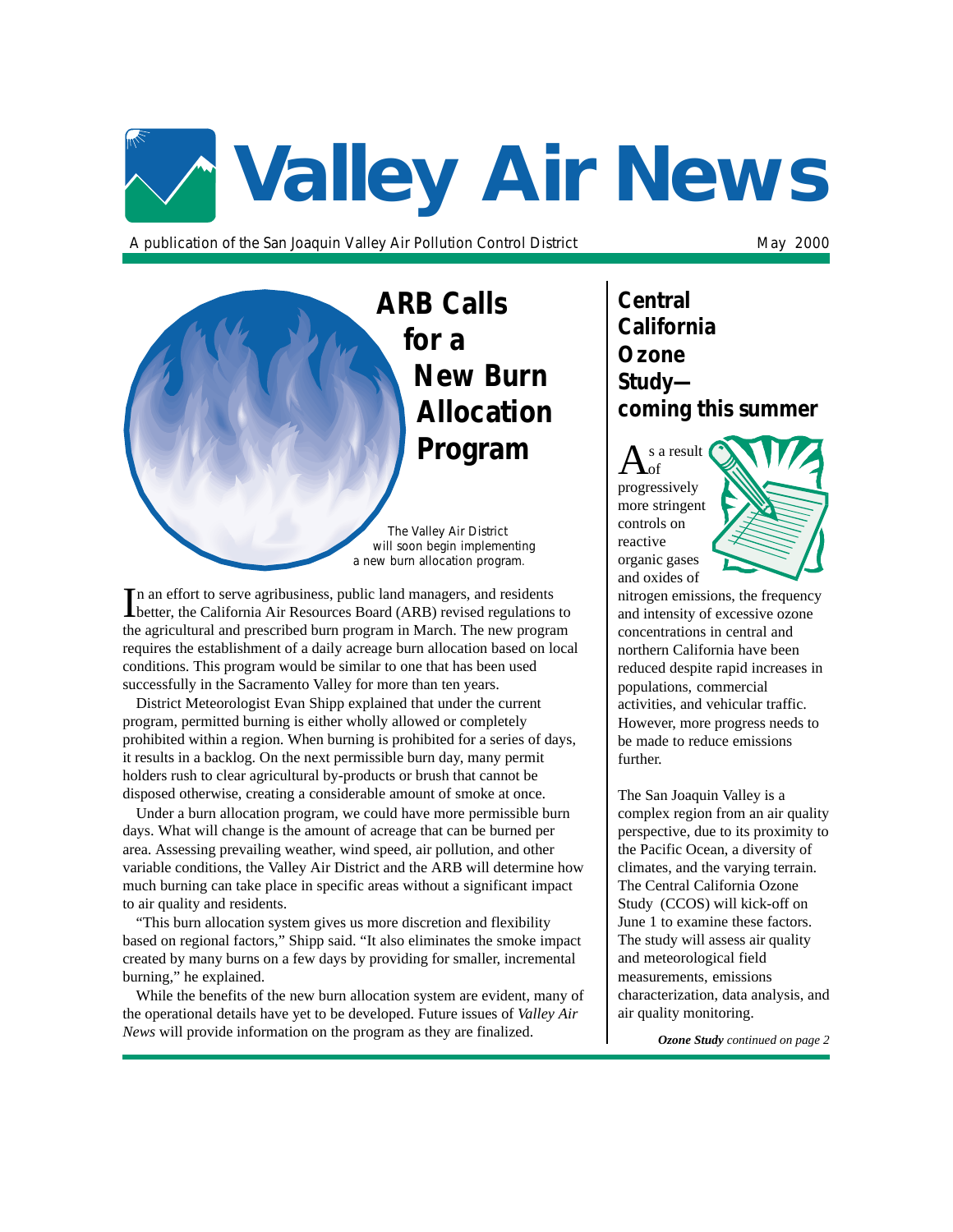# Valley Air News

A publication of the San Joaquin Valley Air Pollution Control District

May 2000

## ARB Calls for a New Burn Allocation Program

The Valley Air District will soon begin implementing a new burn allocation program.

In an effort to serve agribusiness, public land managers, and residents better, the California Air Resources Board (ARB) revised regulations to the agricultural and prescribed burn program in March. The new program requires the establishment of a daily acreage burn allocation based on local conditions. This program would be similar to one that has been used successfully in the Sacramento Valley for more than ten years.

District Meteorologist Evan Shipp explained that under the current program, permitted burning is either wholly allowed or completely prohibited within a region. When burning is prohibited for a series of days, it results in a backlog. On the next permissible burn day, many permit holders rush to clear agricultural by-products or brush that cannot be disposed otherwise, creating a considerable amount of smoke at once.

Under a burn allocation program, we could have more permissible burn days. What will change is the amount of acreage that can be burned per area. Assessing prevailing weather, wind speed, air pollution, and other variable conditions, the Valley Air District and the ARB will determine how much burning can take place in specific areas without a significant impact to air quality and residents.

"This burn allocation system gives us more discretion and flexibility based on regional factors," Shipp said. "It also eliminates the smoke impact created by many burns on a few days by providing for smaller, incremental burning," he explained.

While the benefits of the new burn allocation system are evident, many of the operational details have yet to be developed. Future issues of *Valley Air News* will provide information on the program as they are finalized.

## Central California Ozone Study—coming this summer

As a result of progressively more stringent controls on reactive organic gases and oxides of nitrogen emissions, the frequency and intensity of excessive ozone concentrations in central and northern California have been reduced despite rapid increases in populations, commercial activities, and vehicular traffic. However, more progress needs to be made to reduce emissions further.

The San Joaquin Valley is a complex region from an air quality perspective, due to its proximity to the Pacific Ocean, a diversity of climates, and the varying terrain. The Central California Ozone Study (CCOS) will kick-off on June 1 to examine these factors. The study will assess air quality and meteorological field measurements, emissions characterization, data analysis, and air quality monitoring.

***Ozone Study*** *continued on page 2*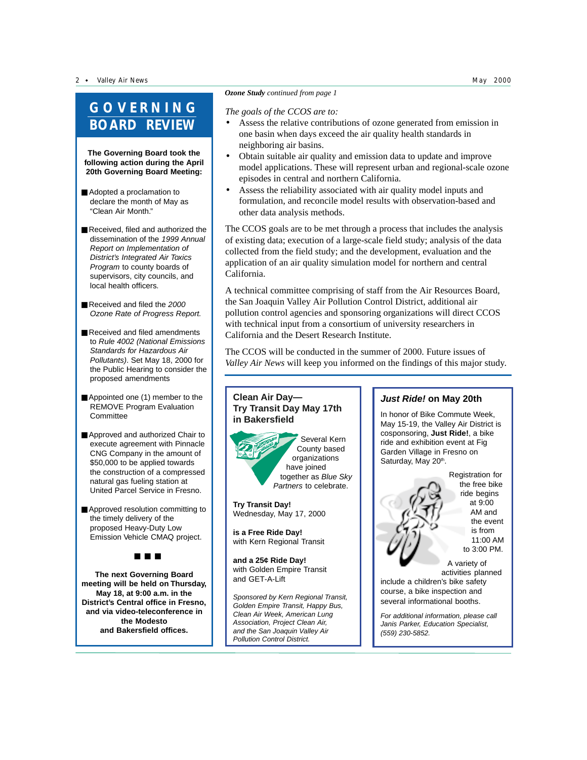# GOVERNING BOARD REVIEW

**The Governing Board took the following action during the April 20th Governing Board Meeting:**

- Adopted a proclamation to declare the month of May as "Clean Air Month."
- Received, filed and authorized the dissemination of the *1999 Annual Report on Implementation of District's Integrated Air Toxics Program* to county boards of supervisors, city councils, and local health officers.
- Received and filed the *2000 Ozone Rate of Progress Report.*
- Received and filed amendments to *Rule 4002 (National Emissions Standards for Hazardous Air Pollutants)*. Set May 18, 2000 for the Public Hearing to consider the proposed amendments
- Appointed one (1) member to the REMOVE Program Evaluation Committee
- Approved and authorized Chair to execute agreement with Pinnacle CNG Company in the amount of $50,000 to be applied towards the construction of a compressed natural gas fueling station at United Parcel Service in Fresno.
- Approved resolution committing to the timely delivery of the proposed Heavy-Duty Low Emission Vehicle CMAQ project.

■ ■ ■

**The next Governing Board meeting will be held on Thursday, May 18, at 9:00 a.m. in the District's Central office in Fresno, and via video-teleconference in the Modesto and Bakersfield offices.**

***Ozone Study*** *continued from page 1*

*The goals of the CCOS are to:*

- Assess the relative contributions of ozone generated from emission in one basin when days exceed the air quality health standards in neighboring air basins.
- Obtain suitable air quality and emission data to update and improve model applications. These will represent urban and regional-scale ozone episodes in central and northern California.
- Assess the reliability associated with air quality model inputs and formulation, and reconcile model results with observation-based and other data analysis methods.

The CCOS goals are to be met through a process that includes the analysis of existing data; execution of a large-scale field study; analysis of the data collected from the field study; and the development, evaluation and the application of an air quality simulation model for northern and central California.

A technical committee comprising of staff from the Air Resources Board, the San Joaquin Valley Air Pollution Control District, additional air pollution control agencies and sponsoring organizations will direct CCOS with technical input from a consortium of university researchers in California and the Desert Research Institute.

The CCOS will be conducted in the summer of 2000. Future issues of *Valley Air News* will keep you informed on the findings of this major study.

## Clean Air Day—Try Transit Day May 17th in Bakersfield

Several Kern County based organizations have joined together as *Blue Sky Partners* to celebrate.

**Try Transit Day!**
Wednesday, May 17, 2000

**is a Free Ride Day!**
with Kern Regional Transit

**and a 25¢ Ride Day!**
with Golden Empire Transit and GET-A-Lift

*Sponsored by Kern Regional Transit, Golden Empire Transit, Happy Bus, Clean Air Week, American Lung Association, Project Clean Air, and the San Joaquin Valley Air Pollution Control District.*

## *Just Ride!* on May 20th

In honor of Bike Commute Week, May 15-19, the Valley Air District is cosponsoring, **Just Ride!**, a bike ride and exhibition event at Fig Garden Village in Fresno on Saturday, May 20th.

Registration for the free bike ride begins at 9:00 AM and the event is from 11:00 AM to 3:00 PM.

A variety of activities planned include a children's bike safety course, a bike inspection and several informational booths.

*For additional information, please call Janis Parker, Education Specialist, (559) 230-5852.*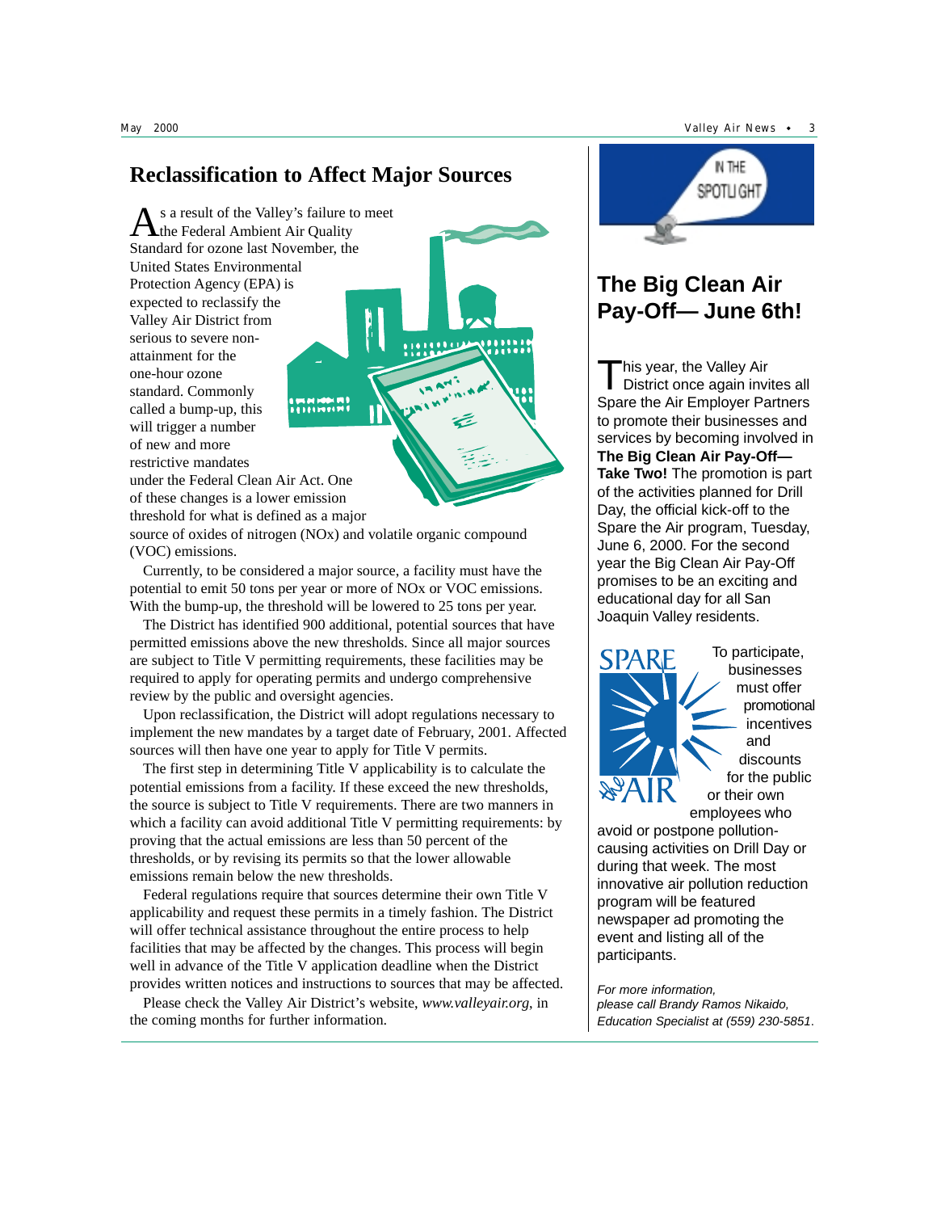## Reclassification to Affect Major Sources

As a result of the Valley's failure to meet the Federal Ambient Air Quality Standard for ozone last November, the United States Environmental Protection Agency (EPA) is expected to reclassify the Valley Air District from serious to severe non-attainment for the one-hour ozone standard. Commonly called a bump-up, this will trigger a number of new and more restrictive mandates under the Federal Clean Air Act. One of these changes is a lower emission threshold for what is defined as a major source of oxides of nitrogen (NOx) and volatile organic compound (VOC) emissions.

Currently, to be considered a major source, a facility must have the potential to emit 50 tons per year or more of NOx or VOC emissions. With the bump-up, the threshold will be lowered to 25 tons per year.

The District has identified 900 additional, potential sources that have permitted emissions above the new thresholds. Since all major sources are subject to Title V permitting requirements, these facilities may be required to apply for operating permits and undergo comprehensive review by the public and oversight agencies.

Upon reclassification, the District will adopt regulations necessary to implement the new mandates by a target date of February, 2001. Affected sources will then have one year to apply for Title V permits.

The first step in determining Title V applicability is to calculate the potential emissions from a facility. If these exceed the new thresholds, the source is subject to Title V requirements. There are two manners in which a facility can avoid additional Title V permitting requirements: by proving that the actual emissions are less than 50 percent of the thresholds, or by revising its permits so that the lower allowable emissions remain below the new thresholds.

Federal regulations require that sources determine their own Title V applicability and request these permits in a timely fashion. The District will offer technical assistance throughout the entire process to help facilities that may be affected by the changes. This process will begin well in advance of the Title V application deadline when the District provides written notices and instructions to sources that may be affected.

Please check the Valley Air District's website, *www.valleyair.org*, in the coming months for further information.

IN THE SPOTLIGHT

## The Big Clean Air Pay-Off— June 6th!

This year, the Valley Air District once again invites all Spare the Air Employer Partners to promote their businesses and services by becoming involved in **The Big Clean Air Pay-Off— Take Two!** The promotion is part of the activities planned for Drill Day, the official kick-off to the Spare the Air program, Tuesday, June 6, 2000. For the second year the Big Clean Air Pay-Off promises to be an exciting and educational day for all San Joaquin Valley residents.

To participate, businesses must offer promotional incentives and discounts for the public or their own employees who avoid or postpone pollution-causing activities on Drill Day or during that week. The most innovative air pollution reduction program will be featured newspaper ad promoting the event and listing all of the participants.

*For more information, please call Brandy Ramos Nikaido, Education Specialist at (559) 230-5851.*